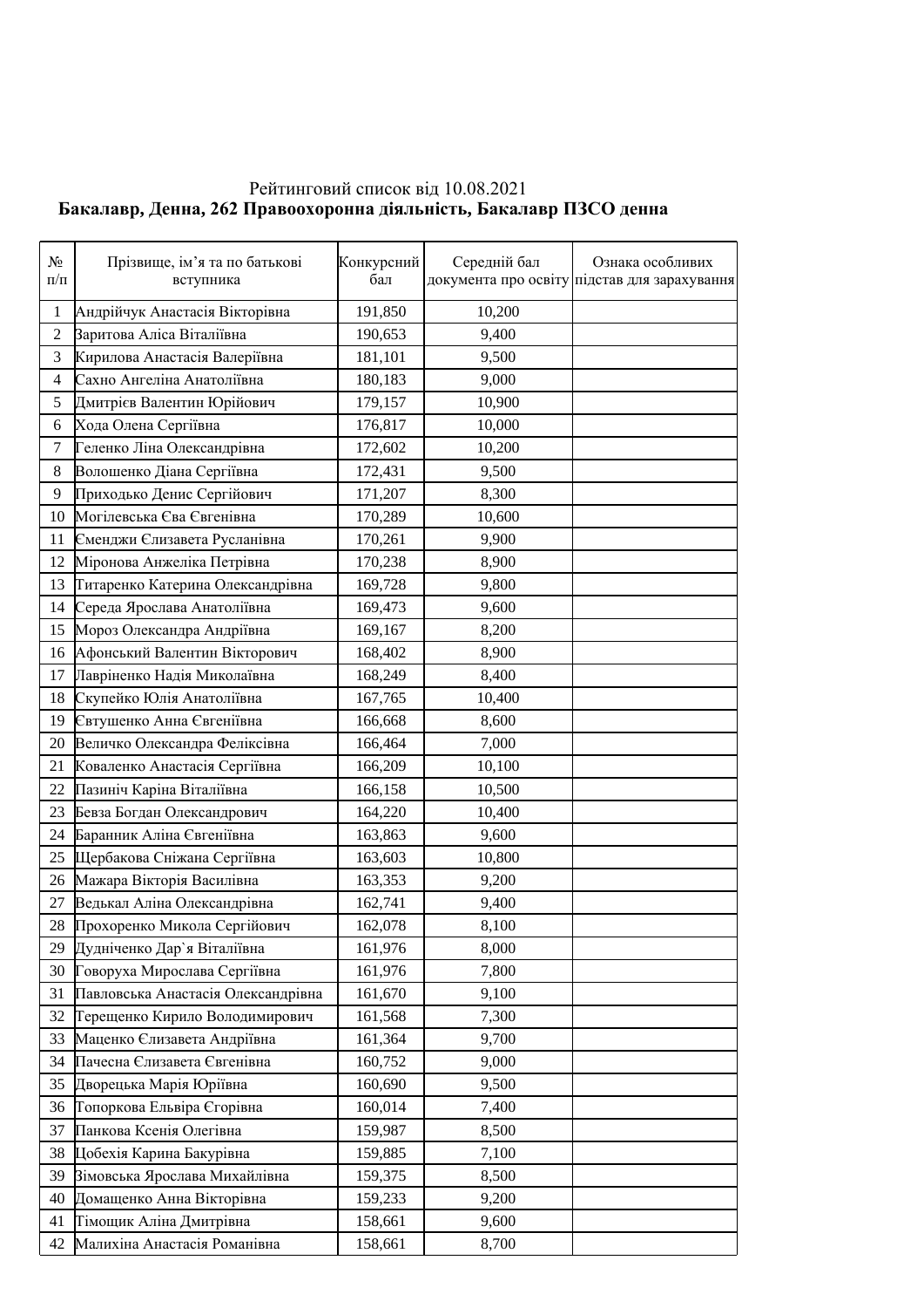Рейтинговий список від 10.08.2021

**Бакалавр, Денна, 262 Правоохоронна діяльність, Бакалавр ПЗСО денна**

| № п/п | Прізвище, ім'я та по батькові вступника | Конкурсний бал | Середній бал документа про освіту | Ознака особливих підстав для зарахування |
|---|---|---|---|---|
| 1 | Андрійчук Анастасія Вікторівна | 191,850 | 10,200 | |
| 2 | Заритова Аліса Віталіївна | 190,653 | 9,400 | |
| 3 | Кирилова Анастасія Валеріївна | 181,101 | 9,500 | |
| 4 | Сахно Ангеліна Анатоліївна | 180,183 | 9,000 | |
| 5 | Дмитрієв Валентин Юрійович | 179,157 | 10,900 | |
| 6 | Хода Олена Сергіївна | 176,817 | 10,000 | |
| 7 | Геленко Ліна Олександрівна | 172,602 | 10,200 | |
| 8 | Волошенко Діана Сергіївна | 172,431 | 9,500 | |
| 9 | Приходько Денис Сергійович | 171,207 | 8,300 | |
| 10 | Могілевська Єва Євгенівна | 170,289 | 10,600 | |
| 11 | Єменджи Єлизавета Русланівна | 170,261 | 9,900 | |
| 12 | Міронова Анжеліка Петрівна | 170,238 | 8,900 | |
| 13 | Титаренко Катерина Олександрівна | 169,728 | 9,800 | |
| 14 | Середа Ярослава Анатоліївна | 169,473 | 9,600 | |
| 15 | Мороз Олександра Андріївна | 169,167 | 8,200 | |
| 16 | Афонський Валентин Вікторович | 168,402 | 8,900 | |
| 17 | Лавріненко Надія Миколаївна | 168,249 | 8,400 | |
| 18 | Скупейко Юлія Анатоліївна | 167,765 | 10,400 | |
| 19 | Євтушенко Анна Євгеніївна | 166,668 | 8,600 | |
| 20 | Величко Олександра Феліксівна | 166,464 | 7,000 | |
| 21 | Коваленко Анастасія Сергіївна | 166,209 | 10,100 | |
| 22 | Пазиніч Каріна Віталіївна | 166,158 | 10,500 | |
| 23 | Бевза Богдан Олександрович | 164,220 | 10,400 | |
| 24 | Баранник Аліна Євгеніївна | 163,863 | 9,600 | |
| 25 | Щербакова Сніжана Сергіївна | 163,603 | 10,800 | |
| 26 | Мажара Вікторія Василівна | 163,353 | 9,200 | |
| 27 | Ведькал Аліна Олександрівна | 162,741 | 9,400 | |
| 28 | Прохоренко Микола Сергійович | 162,078 | 8,100 | |
| 29 | Дудніченко Дар`я Віталіївна | 161,976 | 8,000 | |
| 30 | Говоруха Мирослава Сергіївна | 161,976 | 7,800 | |
| 31 | Павловська Анастасія Олександрівна | 161,670 | 9,100 | |
| 32 | Терещенко Кирило Володимирович | 161,568 | 7,300 | |
| 33 | Маценко Єлизавета Андріївна | 161,364 | 9,700 | |
| 34 | Пачесна Єлизавета Євгенівна | 160,752 | 9,000 | |
| 35 | Дворецька Марія Юріївна | 160,690 | 9,500 | |
| 36 | Топоркова Ельвіра Єгорівна | 160,014 | 7,400 | |
| 37 | Панкова Ксенія Олегівна | 159,987 | 8,500 | |
| 38 | Цобехія Карина Бакурівна | 159,885 | 7,100 | |
| 39 | Зімовська Ярослава Михайлівна | 159,375 | 8,500 | |
| 40 | Домащенко Анна Вікторівна | 159,233 | 9,200 | |
| 41 | Тімощик Аліна Дмитрівна | 158,661 | 9,600 | |
| 42 | Малихіна Анастасія Романівна | 158,661 | 8,700 | |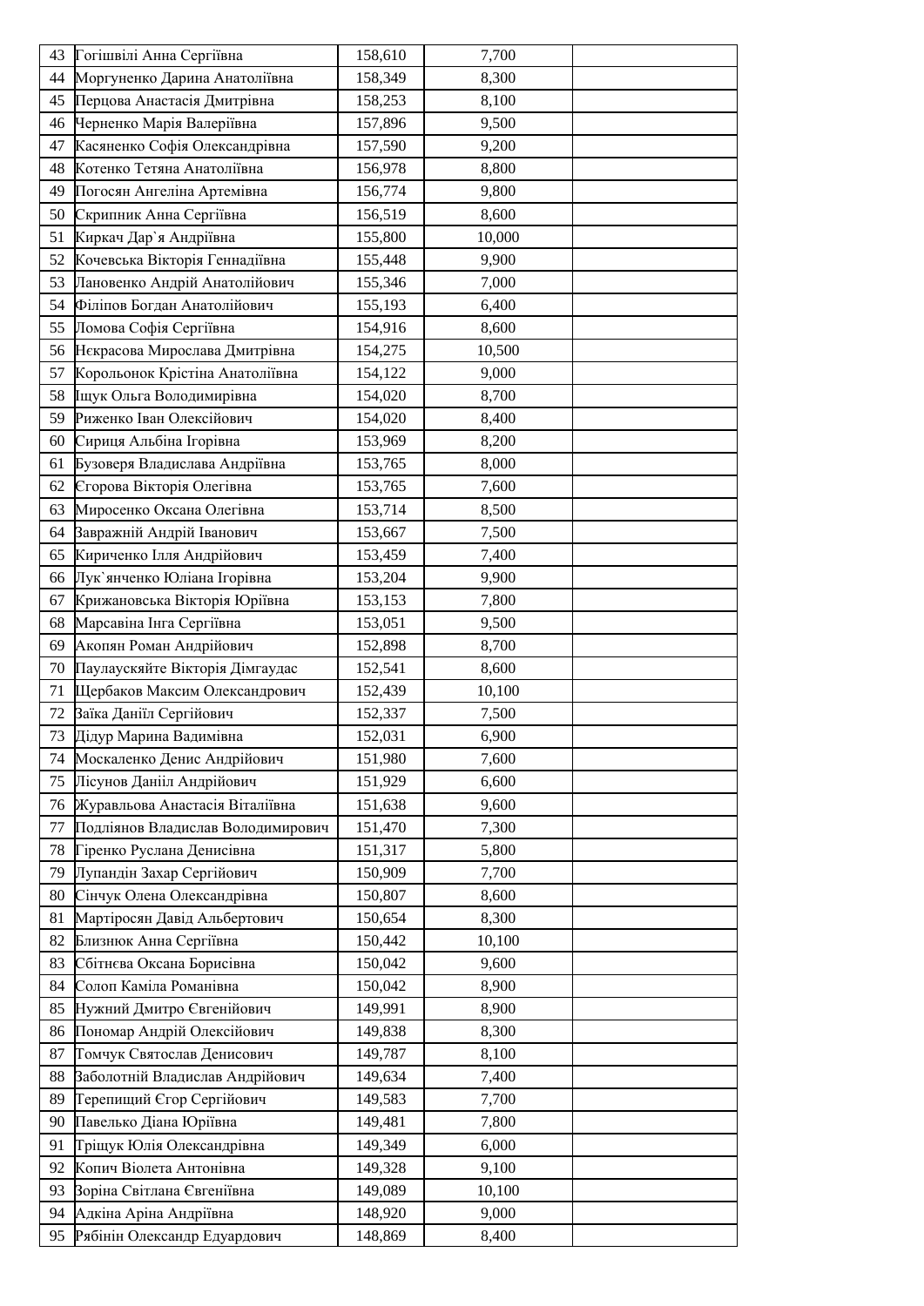| | | | | |
|---|---|---|---|---|
| 43 | Гогішвілі Анна Сергіївна | 158,610 | 7,700 | |
| 44 | Моргуненко Дарина Анатоліївна | 158,349 | 8,300 | |
| 45 | Перцова Анастасія Дмитрівна | 158,253 | 8,100 | |
| 46 | Черненко Марія Валеріївна | 157,896 | 9,500 | |
| 47 | Касяненко Софія Олександрівна | 157,590 | 9,200 | |
| 48 | Котенко Тетяна Анатоліївна | 156,978 | 8,800 | |
| 49 | Погосян Ангеліна Артемівна | 156,774 | 9,800 | |
| 50 | Скрипник Анна Сергіївна | 156,519 | 8,600 | |
| 51 | Киркач Дар`я Андріївна | 155,800 | 10,000 | |
| 52 | Кочевська Вікторія Геннадіївна | 155,448 | 9,900 | |
| 53 | Лановенко Андрій Анатолійович | 155,346 | 7,000 | |
| 54 | Філіпов Богдан Анатолійович | 155,193 | 6,400 | |
| 55 | Ломова Софія Сергіївна | 154,916 | 8,600 | |
| 56 | Нєкрасова Мирослава Дмитрівна | 154,275 | 10,500 | |
| 57 | Корольонок Крістіна Анатоліївна | 154,122 | 9,000 | |
| 58 | Іщук Ольга Володимирівна | 154,020 | 8,700 | |
| 59 | Риженко Іван Олексійович | 154,020 | 8,400 | |
| 60 | Сириця Альбіна Ігорівна | 153,969 | 8,200 | |
| 61 | Бузоверя Владислава Андріївна | 153,765 | 8,000 | |
| 62 | Єгорова Вікторія Олегівна | 153,765 | 7,600 | |
| 63 | Миросенко Оксана Олегівна | 153,714 | 8,500 | |
| 64 | Завражній Андрій Іванович | 153,667 | 7,500 | |
| 65 | Кириченко Ілля Андрійович | 153,459 | 7,400 | |
| 66 | Лук`янченко Юліана Ігорівна | 153,204 | 9,900 | |
| 67 | Крижановська Вікторія Юріївна | 153,153 | 7,800 | |
| 68 | Марсавіна Інга Сергіївна | 153,051 | 9,500 | |
| 69 | Акопян Роман Андрійович | 152,898 | 8,700 | |
| 70 | Паулаускяйте Вікторія Дімгаудас | 152,541 | 8,600 | |
| 71 | Щербаков Максим Олександрович | 152,439 | 10,100 | |
| 72 | Заїка Даніїл Сергійович | 152,337 | 7,500 | |
| 73 | Дідур Марина Вадимівна | 152,031 | 6,900 | |
| 74 | Москаленко Денис Андрійович | 151,980 | 7,600 | |
| 75 | Лісунов Даніїл Андрійович | 151,929 | 6,600 | |
| 76 | Журавльова Анастасія Віталіївна | 151,638 | 9,600 | |
| 77 | Подліянов Владислав Володимирович | 151,470 | 7,300 | |
| 78 | Гіренко Руслана Денисівна | 151,317 | 5,800 | |
| 79 | Лупандін Захар Сергійович | 150,909 | 7,700 | |
| 80 | Сінчук Олена Олександрівна | 150,807 | 8,600 | |
| 81 | Мартіросян Давід Альбертович | 150,654 | 8,300 | |
| 82 | Близнюк Анна Сергіївна | 150,442 | 10,100 | |
| 83 | Сбітнєва Оксана Борисівна | 150,042 | 9,600 | |
| 84 | Солоп Каміла Романівна | 150,042 | 8,900 | |
| 85 | Нужний Дмитро Євгенійович | 149,991 | 8,900 | |
| 86 | Пономар Андрій Олексійович | 149,838 | 8,300 | |
| 87 | Томчук Святослав Денисович | 149,787 | 8,100 | |
| 88 | Заболотній Владислав Андрійович | 149,634 | 7,400 | |
| 89 | Терепищий Єгор Сергійович | 149,583 | 7,700 | |
| 90 | Павелько Діана Юріївна | 149,481 | 7,800 | |
| 91 | Тріщук Юлія Олександрівна | 149,349 | 6,000 | |
| 92 | Копич Віолета Антонівна | 149,328 | 9,100 | |
| 93 | Зоріна Світлана Євгеніївна | 149,089 | 10,100 | |
| 94 | Адкіна Аріна Андріївна | 148,920 | 9,000 | |
| 95 | Рябінін Олександр Едуардович | 148,869 | 8,400 | |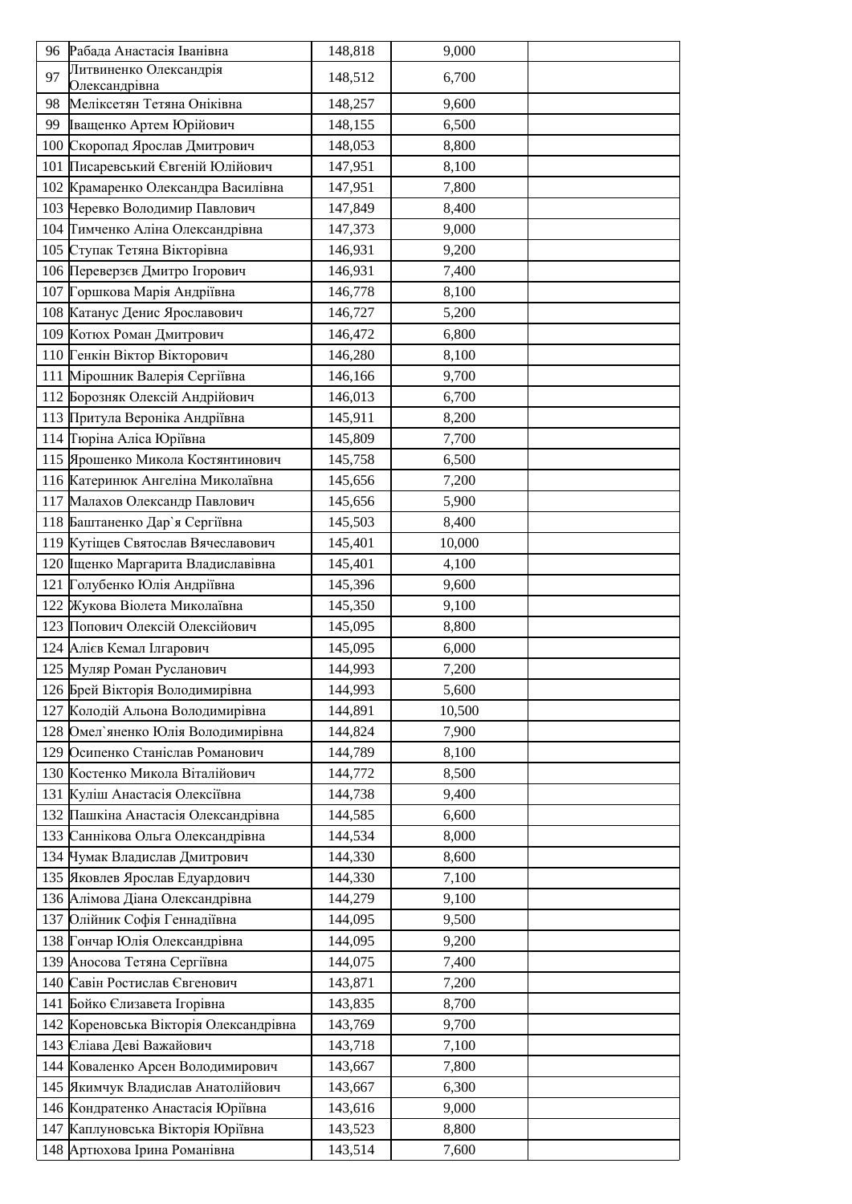| 96 | Рабада Анастасія Іванівна | 148,818 | 9,000 | |
|---|---|---|---|---|
| 97 | Литвиненко Олександрія Олександрівна | 148,512 | 6,700 | |
| 98 | Меліксетян Тетяна Оніківна | 148,257 | 9,600 | |
| 99 | Іващенко Артем Юрійович | 148,155 | 6,500 | |
| 100 | Скоропад Ярослав Дмитрович | 148,053 | 8,800 | |
| 101 | Писаревський Євгеній Юлійович | 147,951 | 8,100 | |
| 102 | Крамаренко Олександра Василівна | 147,951 | 7,800 | |
| 103 | Черевко Володимир Павлович | 147,849 | 8,400 | |
| 104 | Тимченко Аліна Олександрівна | 147,373 | 9,000 | |
| 105 | Ступак Тетяна Вікторівна | 146,931 | 9,200 | |
| 106 | Переверзєв Дмитро Ігорович | 146,931 | 7,400 | |
| 107 | Горшкова Марія Андріївна | 146,778 | 8,100 | |
| 108 | Катанус Денис Ярославович | 146,727 | 5,200 | |
| 109 | Котюх Роман Дмитрович | 146,472 | 6,800 | |
| 110 | Генкін Віктор Вікторович | 146,280 | 8,100 | |
| 111 | Мірошник Валерія Сергіївна | 146,166 | 9,700 | |
| 112 | Борозняк Олексій Андрійович | 146,013 | 6,700 | |
| 113 | Притула Вероніка Андріївна | 145,911 | 8,200 | |
| 114 | Тюріна Аліса Юріївна | 145,809 | 7,700 | |
| 115 | Ярошенко Микола Костянтинович | 145,758 | 6,500 | |
| 116 | Катеринюк Ангеліна Миколаївна | 145,656 | 7,200 | |
| 117 | Малахов Олександр Павлович | 145,656 | 5,900 | |
| 118 | Баштаненко Дар`я Сергіївна | 145,503 | 8,400 | |
| 119 | Кутіщев Святослав Вячеславович | 145,401 | 10,000 | |
| 120 | Іщенко Маргарита Владиславівна | 145,401 | 4,100 | |
| 121 | Голубенко Юлія Андріївна | 145,396 | 9,600 | |
| 122 | Жукова Віолета Миколаївна | 145,350 | 9,100 | |
| 123 | Попович Олексій Олексійович | 145,095 | 8,800 | |
| 124 | Алієв Кемал Ілгарович | 145,095 | 6,000 | |
| 125 | Муляр Роман Русланович | 144,993 | 7,200 | |
| 126 | Брей Вікторія Володимирівна | 144,993 | 5,600 | |
| 127 | Колодій Альона Володимирівна | 144,891 | 10,500 | |
| 128 | Омел`яненко Юлія Володимирівна | 144,824 | 7,900 | |
| 129 | Осипенко Станіслав Романович | 144,789 | 8,100 | |
| 130 | Костенко Микола Віталійович | 144,772 | 8,500 | |
| 131 | Куліш Анастасія Олексіївна | 144,738 | 9,400 | |
| 132 | Пашкіна Анастасія Олександрівна | 144,585 | 6,600 | |
| 133 | Саннікова Ольга Олександрівна | 144,534 | 8,000 | |
| 134 | Чумак Владислав Дмитрович | 144,330 | 8,600 | |
| 135 | Яковлев Ярослав Едуардович | 144,330 | 7,100 | |
| 136 | Алімова Діана Олександрівна | 144,279 | 9,100 | |
| 137 | Олійник Софія Геннадіївна | 144,095 | 9,500 | |
| 138 | Гончар Юлія Олександрівна | 144,095 | 9,200 | |
| 139 | Аносова Тетяна Сергіївна | 144,075 | 7,400 | |
| 140 | Савін Ростислав Євгенович | 143,871 | 7,200 | |
| 141 | Бойко Єлизавета Ігорівна | 143,835 | 8,700 | |
| 142 | Кореновська Вікторія Олександрівна | 143,769 | 9,700 | |
| 143 | Єліава Деві Важайович | 143,718 | 7,100 | |
| 144 | Коваленко Арсен Володимирович | 143,667 | 7,800 | |
| 145 | Якимчук Владислав Анатолійович | 143,667 | 6,300 | |
| 146 | Кондратенко Анастасія Юріївна | 143,616 | 9,000 | |
| 147 | Каплуновська Вікторія Юріївна | 143,523 | 8,800 | |
| 148 | Артюхова Ірина Романівна | 143,514 | 7,600 | |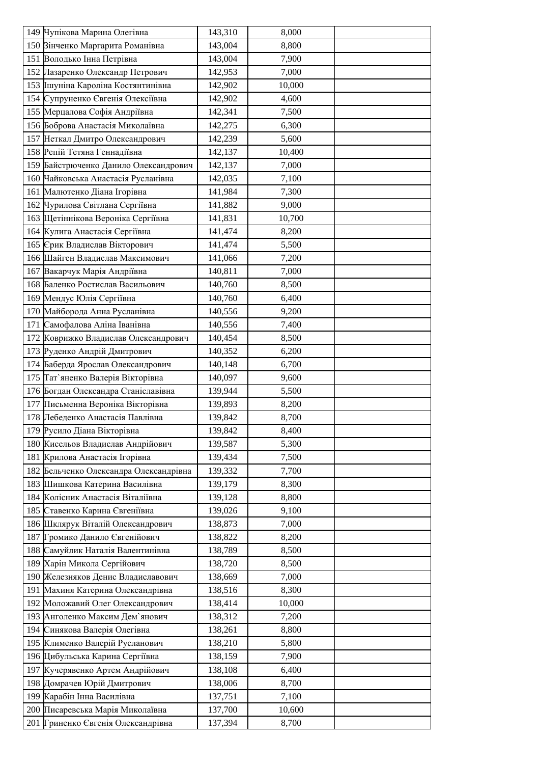| | | | | |
|---|---|---|---|---|
| 149 | Чупікова Марина Олегівна | 143,310 | 8,000 | |
| 150 | Зінченко Маргарита Романівна | 143,004 | 8,800 | |
| 151 | Володько Інна Петрівна | 143,004 | 7,900 | |
| 152 | Лазаренко Олександр Петрович | 142,953 | 7,000 | |
| 153 | Ішуніна Кароліна Костянтинівна | 142,902 | 10,000 | |
| 154 | Супруненко Євгенія Олексіївна | 142,902 | 4,600 | |
| 155 | Мерцалова Софія Андріївна | 142,341 | 7,500 | |
| 156 | Боброва Анастасія Миколаївна | 142,275 | 6,300 | |
| 157 | Неткал Дмитро Олександрович | 142,239 | 5,600 | |
| 158 | Репій Тетяна Геннадіївна | 142,137 | 10,400 | |
| 159 | Байстрюченко Данило Олександрович | 142,137 | 7,000 | |
| 160 | Чайковська Анастасія Русланівна | 142,035 | 7,100 | |
| 161 | Малютенко Діана Ігорівна | 141,984 | 7,300 | |
| 162 | Чурилова Світлана Сергіївна | 141,882 | 9,000 | |
| 163 | Щетіннікова Вероніка Сергіївна | 141,831 | 10,700 | |
| 164 | Кулига Анастасія Сергіївна | 141,474 | 8,200 | |
| 165 | Єрик Владислав Вікторович | 141,474 | 5,500 | |
| 166 | Шайген Владислав Максимович | 141,066 | 7,200 | |
| 167 | Вакарчук Марія Андріївна | 140,811 | 7,000 | |
| 168 | Баленко Ростислав Васильович | 140,760 | 8,500 | |
| 169 | Мендус Юлія Сергіївна | 140,760 | 6,400 | |
| 170 | Майборода Анна Русланівна | 140,556 | 9,200 | |
| 171 | Самофалова Аліна Іванівна | 140,556 | 7,400 | |
| 172 | Коврижко Владислав Олександрович | 140,454 | 8,500 | |
| 173 | Руденко Андрій Дмитрович | 140,352 | 6,200 | |
| 174 | Баберда Ярослав Олександрович | 140,148 | 6,700 | |
| 175 | Тат`яненко Валерія Вікторівна | 140,097 | 9,600 | |
| 176 | Богдан Олександра Станіславівна | 139,944 | 5,500 | |
| 177 | Письменна Вероніка Вікторівна | 139,893 | 8,200 | |
| 178 | Лебеденко Анастасія Павлівна | 139,842 | 8,700 | |
| 179 | Русило Діана Вікторівна | 139,842 | 8,400 | |
| 180 | Кисельов Владислав Андрійович | 139,587 | 5,300 | |
| 181 | Крилова Анастасія Ігорівна | 139,434 | 7,500 | |
| 182 | Бельченко Олександра Олександрівна | 139,332 | 7,700 | |
| 183 | Шишкова Катерина Василівна | 139,179 | 8,300 | |
| 184 | Колісник Анастасія Віталіївна | 139,128 | 8,800 | |
| 185 | Ставенко Карина Євгеніївна | 139,026 | 9,100 | |
| 186 | Шклярук Віталій Олександрович | 138,873 | 7,000 | |
| 187 | Громико Данило Євгенійович | 138,822 | 8,200 | |
| 188 | Самуйлик Наталія Валентинівна | 138,789 | 8,500 | |
| 189 | Харін Микола Сергійович | 138,720 | 8,500 | |
| 190 | Железняков Денис Владиславович | 138,669 | 7,000 | |
| 191 | Махиня Катерина Олександрівна | 138,516 | 8,300 | |
| 192 | Моложавий Олег Олександрович | 138,414 | 10,000 | |
| 193 | Анголенко Максим Дем`янович | 138,312 | 7,200 | |
| 194 | Синякова Валерія Олегівна | 138,261 | 8,800 | |
| 195 | Клименко Валерій Русланович | 138,210 | 5,800 | |
| 196 | Цибульська Карина Сергіївна | 138,159 | 7,900 | |
| 197 | Кучерявенко Артем Андрійович | 138,108 | 6,400 | |
| 198 | Домрачев Юрій Дмитрович | 138,006 | 8,700 | |
| 199 | Карабін Інна Василівна | 137,751 | 7,100 | |
| 200 | Писаревська Марія Миколаївна | 137,700 | 10,600 | |
| 201 | Гриненко Євгенія Олександрівна | 137,394 | 8,700 | |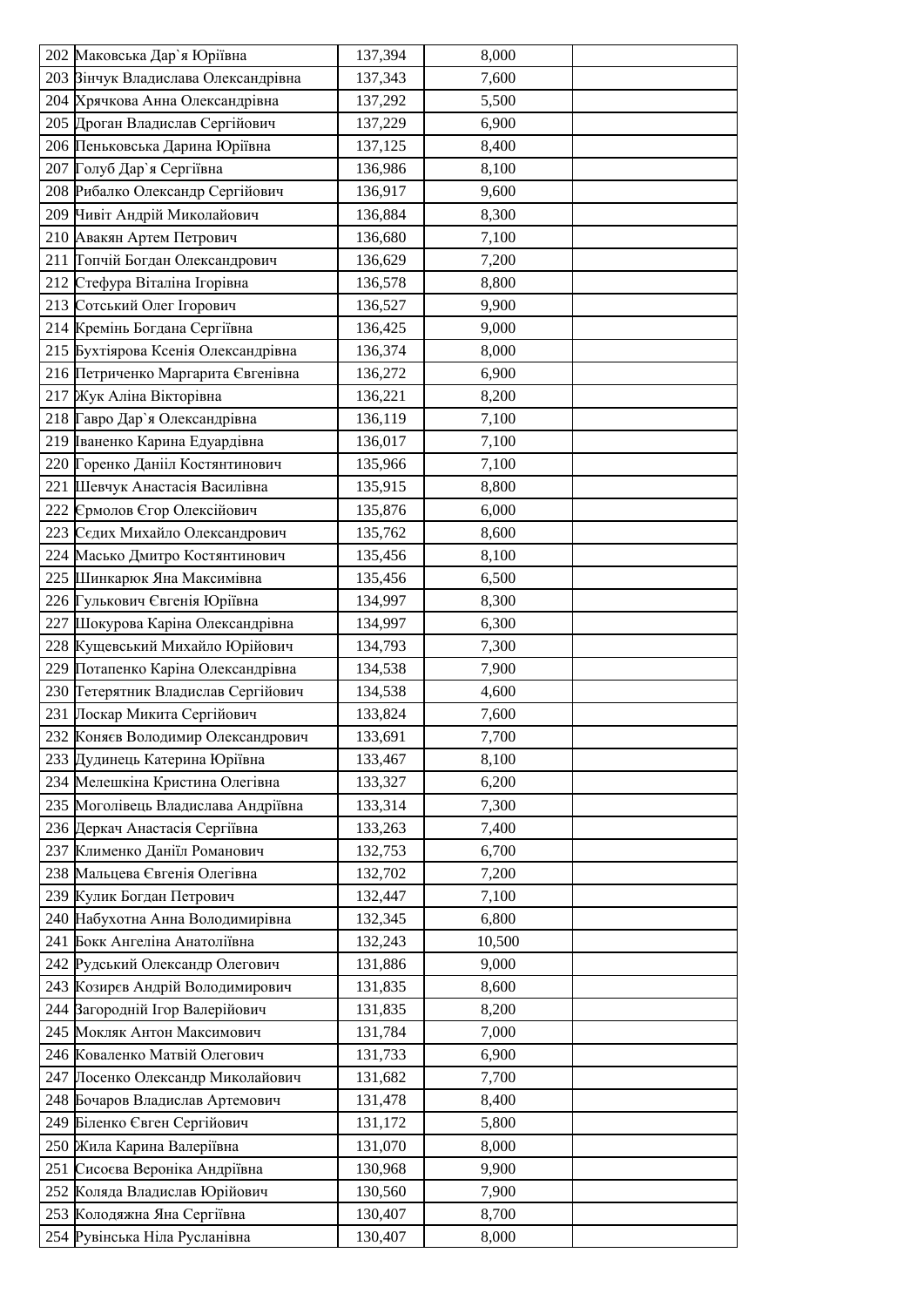| | | | | |
|---|---|---|---|---|
| 202 | Маковська Дар`я Юріївна | 137,394 | 8,000 | |
| 203 | Зінчук Владислава Олександрівна | 137,343 | 7,600 | |
| 204 | Хрячкова Анна Олександрівна | 137,292 | 5,500 | |
| 205 | Дроган Владислав Сергійович | 137,229 | 6,900 | |
| 206 | Пеньковська Дарина Юріївна | 137,125 | 8,400 | |
| 207 | Голуб Дар`я Сергіївна | 136,986 | 8,100 | |
| 208 | Рибалко Олександр Сергійович | 136,917 | 9,600 | |
| 209 | Чивіт Андрій Миколайович | 136,884 | 8,300 | |
| 210 | Авакян Артем Петрович | 136,680 | 7,100 | |
| 211 | Топчій Богдан Олександрович | 136,629 | 7,200 | |
| 212 | Стефура Віталіна Ігорівна | 136,578 | 8,800 | |
| 213 | Сотський Олег Ігорович | 136,527 | 9,900 | |
| 214 | Кремінь Богдана Сергіївна | 136,425 | 9,000 | |
| 215 | Бухтіярова Ксенія Олександрівна | 136,374 | 8,000 | |
| 216 | Петриченко Маргарита Євгенівна | 136,272 | 6,900 | |
| 217 | Жук Аліна Вікторівна | 136,221 | 8,200 | |
| 218 | Гавро Дар`я Олександрівна | 136,119 | 7,100 | |
| 219 | Іваненко Карина Едуардівна | 136,017 | 7,100 | |
| 220 | Горенко Даніїл Костянтинович | 135,966 | 7,100 | |
| 221 | Шевчук Анастасія Василівна | 135,915 | 8,800 | |
| 222 | Єрмолов Єгор Олексійович | 135,876 | 6,000 | |
| 223 | Сєдих Михайло Олександрович | 135,762 | 8,600 | |
| 224 | Масько Дмитро Костянтинович | 135,456 | 8,100 | |
| 225 | Шинкарюк Яна Максимівна | 135,456 | 6,500 | |
| 226 | Гулькович Євгенія Юріївна | 134,997 | 8,300 | |
| 227 | Шокурова Каріна Олександрівна | 134,997 | 6,300 | |
| 228 | Кущевський Михайло Юрійович | 134,793 | 7,300 | |
| 229 | Потапенко Каріна Олександрівна | 134,538 | 7,900 | |
| 230 | Тетерятник Владислав Сергійович | 134,538 | 4,600 | |
| 231 | Лоскар Микита Сергійович | 133,824 | 7,600 | |
| 232 | Коняєв Володимир Олександрович | 133,691 | 7,700 | |
| 233 | Дудинець Катерина Юріївна | 133,467 | 8,100 | |
| 234 | Мелешкіна Кристина Олегівна | 133,327 | 6,200 | |
| 235 | Моголівець Владислава Андріївна | 133,314 | 7,300 | |
| 236 | Деркач Анастасія Сергіївна | 133,263 | 7,400 | |
| 237 | Клименко Даніїл Романович | 132,753 | 6,700 | |
| 238 | Мальцева Євгенія Олегівна | 132,702 | 7,200 | |
| 239 | Кулик Богдан Петрович | 132,447 | 7,100 | |
| 240 | Набухотна Анна Володимирівна | 132,345 | 6,800 | |
| 241 | Бокк Ангеліна Анатоліївна | 132,243 | 10,500 | |
| 242 | Рудський Олександр Олегович | 131,886 | 9,000 | |
| 243 | Козирєв Андрій Володимирович | 131,835 | 8,600 | |
| 244 | Загородній Ігор Валерійович | 131,835 | 8,200 | |
| 245 | Мокляк Антон Максимович | 131,784 | 7,000 | |
| 246 | Коваленко Матвій Олегович | 131,733 | 6,900 | |
| 247 | Лосенко Олександр Миколайович | 131,682 | 7,700 | |
| 248 | Бочаров Владислав Артемович | 131,478 | 8,400 | |
| 249 | Біленко Євген Сергійович | 131,172 | 5,800 | |
| 250 | Жила Карина Валеріївна | 131,070 | 8,000 | |
| 251 | Сисоєва Вероніка Андріївна | 130,968 | 9,900 | |
| 252 | Коляда Владислав Юрійович | 130,560 | 7,900 | |
| 253 | Колодяжна Яна Сергіївна | 130,407 | 8,700 | |
| 254 | Рувінська Ніла Русланівна | 130,407 | 8,000 | |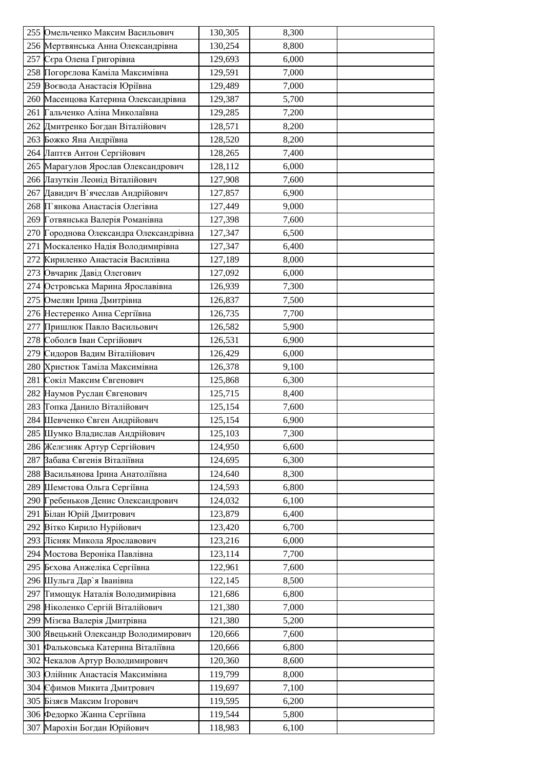| | | | | |
|---|---|---|---|---|
| 255 | Омельченко Максим Васильович | 130,305 | 8,300 | |
| 256 | Мертвянська Анна Олександрівна | 130,254 | 8,800 | |
| 257 | Сєра Олена Григорівна | 129,693 | 6,000 | |
| 258 | Погорєлова Каміла Максимівна | 129,591 | 7,000 | |
| 259 | Воєвода Анастасія Юріївна | 129,489 | 7,000 | |
| 260 | Масенцова Катерина Олександрівна | 129,387 | 5,700 | |
| 261 | Гальченко Аліна Миколаївна | 129,285 | 7,200 | |
| 262 | Дмитренко Богдан Віталійович | 128,571 | 8,200 | |
| 263 | Божко Яна Андріївна | 128,520 | 8,200 | |
| 264 | Лаптєв Антон Сергійович | 128,265 | 7,400 | |
| 265 | Марагулов Ярослав Олександрович | 128,112 | 6,000 | |
| 266 | Лазуткін Леонід Віталійович | 127,908 | 7,600 | |
| 267 | Давидич В`ячеслав Андрійович | 127,857 | 6,900 | |
| 268 | П`янкова Анастасія Олегівна | 127,449 | 9,000 | |
| 269 | Готвянська Валерія Романівна | 127,398 | 7,600 | |
| 270 | Городнова Олександра Олександрівна | 127,347 | 6,500 | |
| 271 | Москаленко Надія Володимирівна | 127,347 | 6,400 | |
| 272 | Кириленко Анастасія Василівна | 127,189 | 8,000 | |
| 273 | Овчарик Давід Олегович | 127,092 | 6,000 | |
| 274 | Островська Марина Ярославівна | 126,939 | 7,300 | |
| 275 | Омелян Ірина Дмитрівна | 126,837 | 7,500 | |
| 276 | Нестеренко Анна Сергіївна | 126,735 | 7,700 | |
| 277 | Пришлюк Павло Васильович | 126,582 | 5,900 | |
| 278 | Соболєв Іван Сергійович | 126,531 | 6,900 | |
| 279 | Сидоров Вадим Віталійович | 126,429 | 6,000 | |
| 280 | Христюк Таміла Максимівна | 126,378 | 9,100 | |
| 281 | Сокіл Максим Євгенович | 125,868 | 6,300 | |
| 282 | Наумов Руслан Євгенович | 125,715 | 8,400 | |
| 283 | Топка Данило Віталійович | 125,154 | 7,600 | |
| 284 | Шевченко Євген Андрійович | 125,154 | 6,900 | |
| 285 | Шумко Владислав Андрійович | 125,103 | 7,300 | |
| 286 | Желєзняк Артур Сергійович | 124,950 | 6,600 | |
| 287 | Забава Євгенія Віталіївна | 124,695 | 6,300 | |
| 288 | Васильянова Ірина Анатоліївна | 124,640 | 8,300 | |
| 289 | Шеметова Ольга Сергіївна | 124,593 | 6,800 | |
| 290 | Гребеньков Денис Олександрович | 124,032 | 6,100 | |
| 291 | Білан Юрій Дмитрович | 123,879 | 6,400 | |
| 292 | Вітко Кирило Нурійович | 123,420 | 6,700 | |
| 293 | Лісняк Микола Ярославович | 123,216 | 6,000 | |
| 294 | Мостова Вероніка Павлівна | 123,114 | 7,700 | |
| 295 | Бєхова Анжеліка Сергіївна | 122,961 | 7,600 | |
| 296 | Шульга Дар`я Іванівна | 122,145 | 8,500 | |
| 297 | Тимощук Наталія Володимирівна | 121,686 | 6,800 | |
| 298 | Ніколенко Сергій Віталійович | 121,380 | 7,000 | |
| 299 | Мізєва Валерія Дмитрівна | 121,380 | 5,200 | |
| 300 | Явецький Олександр Володимирович | 120,666 | 7,600 | |
| 301 | Фальковська Катерина Віталіївна | 120,666 | 6,800 | |
| 302 | Чекалов Артур Володимирович | 120,360 | 8,600 | |
| 303 | Олійник Анастасія Максимівна | 119,799 | 8,000 | |
| 304 | Єфимов Микита Дмитрович | 119,697 | 7,100 | |
| 305 | Бізяєв Максим Ігорович | 119,595 | 6,200 | |
| 306 | Федорко Жанна Сергіївна | 119,544 | 5,800 | |
| 307 | Марохін Богдан Юрійович | 118,983 | 6,100 | |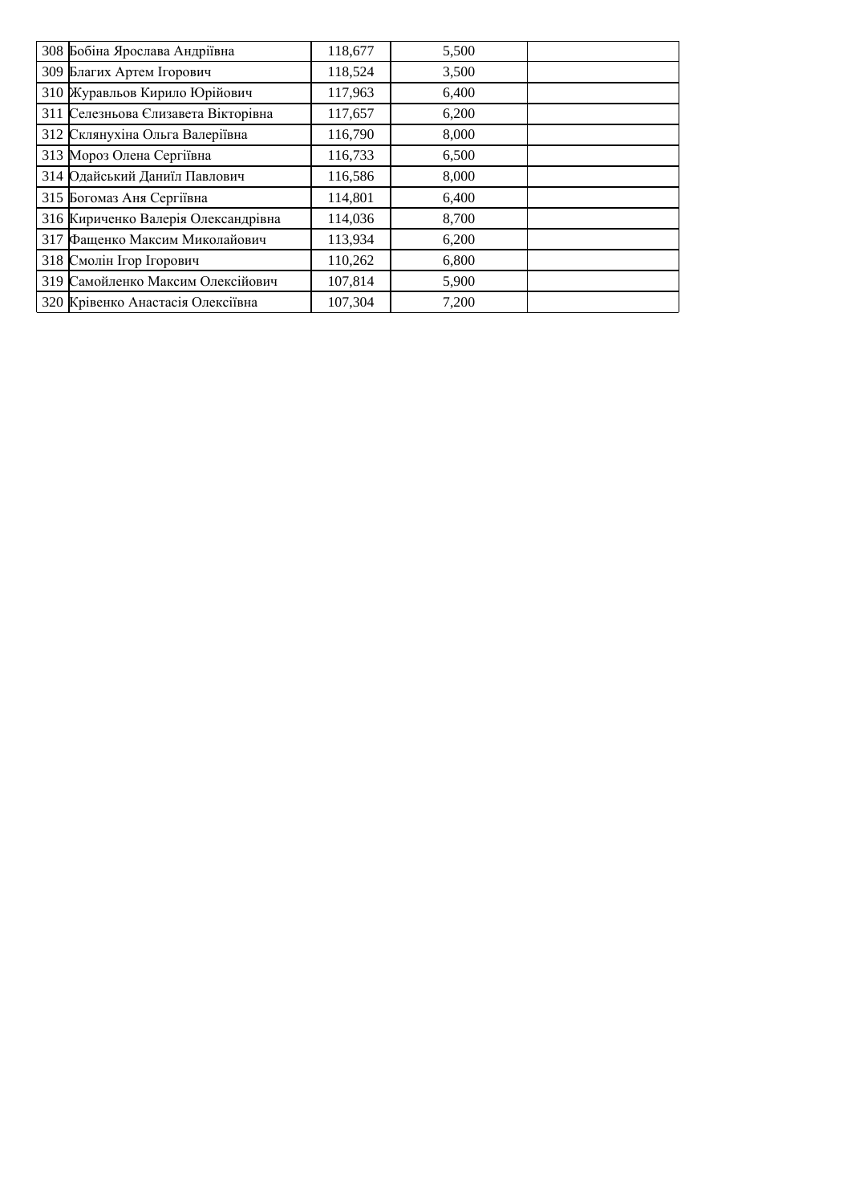| | | | | |
|---|---|---|---|---|
| 308 | Бобіна Ярослава Андріївна | 118,677 | 5,500 | |
| 309 | Благих Артем Ігорович | 118,524 | 3,500 | |
| 310 | Журавльов Кирило Юрійович | 117,963 | 6,400 | |
| 311 | Селезньова Єлизавета Вікторівна | 117,657 | 6,200 | |
| 312 | Склянухіна Ольга Валеріївна | 116,790 | 8,000 | |
| 313 | Мороз Олена Сергіївна | 116,733 | 6,500 | |
| 314 | Одайський Даниїл Павлович | 116,586 | 8,000 | |
| 315 | Богомаз Аня Сергіївна | 114,801 | 6,400 | |
| 316 | Кириченко Валерія Олександрівна | 114,036 | 8,700 | |
| 317 | Фащенко Максим Миколайович | 113,934 | 6,200 | |
| 318 | Смолін Ігор Ігорович | 110,262 | 6,800 | |
| 319 | Самойленко Максим Олексійович | 107,814 | 5,900 | |
| 320 | Крівенко Анастасія Олексіївна | 107,304 | 7,200 | |